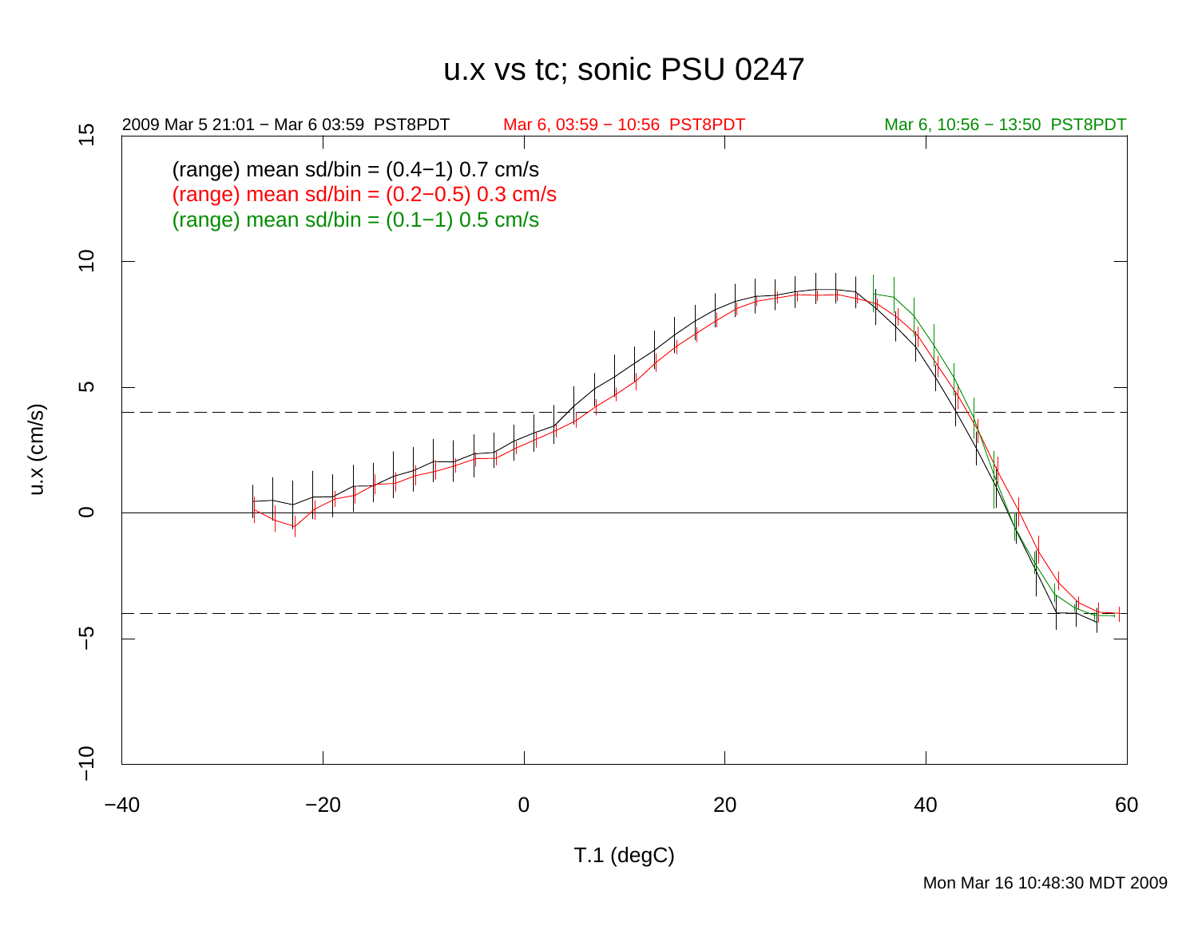# u.x vs tc; sonic PSU 0247

2009 Mar 5 21:01 − Mar 6 03:59 PST8PDT

Mar 6, 03:59 − 10:56 PST8PDT

Mar 6, 10:56 − 13:50 PST8PDT

(range) mean sd/bin = (0.4−1) 0.7 cm/s

(range) mean sd/bin = (0.2−0.5) 0.3 cm/s

(range) mean sd/bin = (0.1−1) 0.5 cm/s

u.x (cm/s)

T.1 (degC)

Mon Mar 16 10:48:30 MDT 2009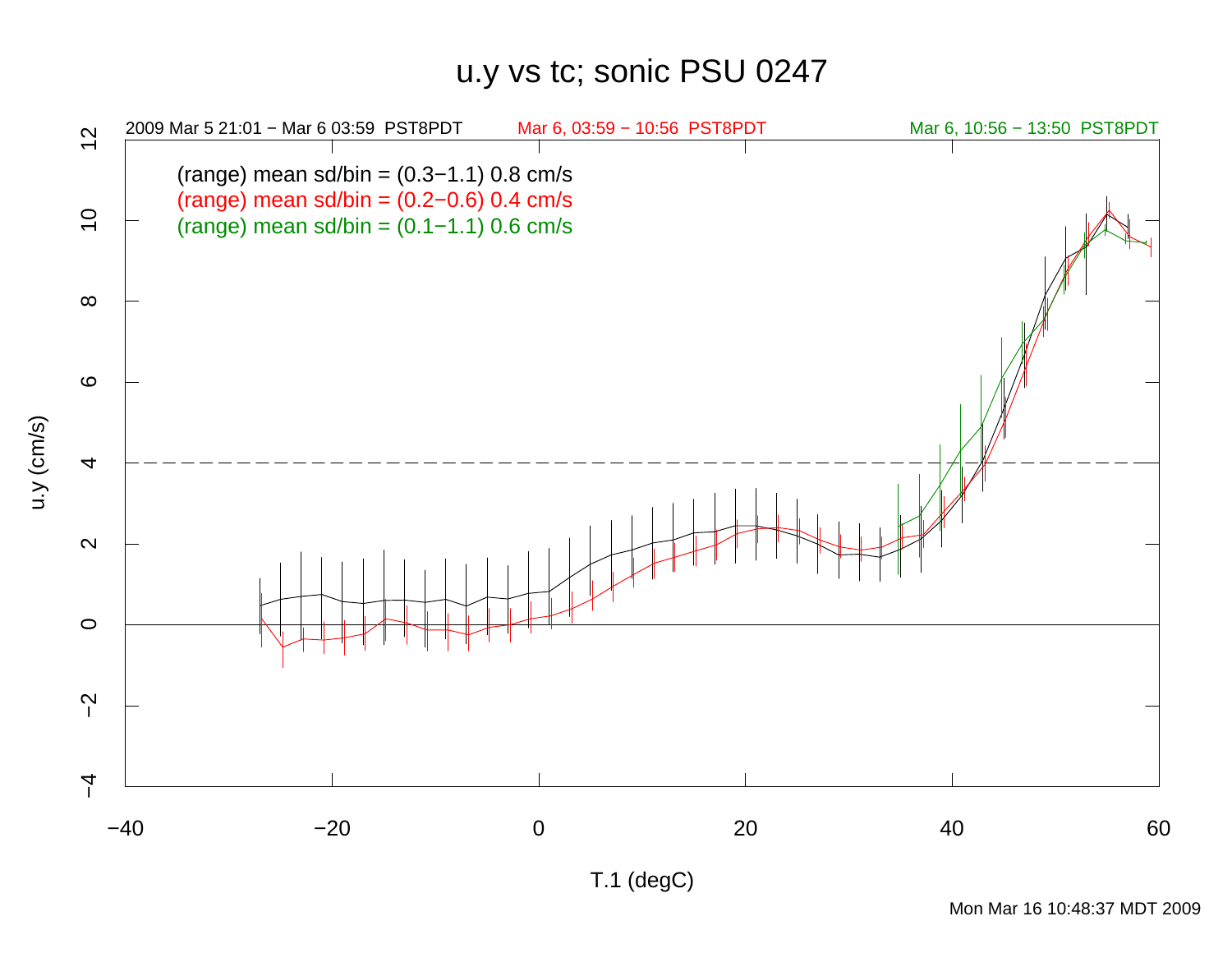# u.y vs tc; sonic PSU 0247

2009 Mar 5 21:01 − Mar 6 03:59 PST8PDT

Mar 6, 03:59 − 10:56 PST8PDT

Mar 6, 10:56 − 13:50 PST8PDT

(range) mean sd/bin = (0.3−1.1) 0.8 cm/s

(range) mean sd/bin = (0.2−0.6) 0.4 cm/s

(range) mean sd/bin = (0.1−1.1) 0.6 cm/s

u.y (cm/s)

T.1 (degC)

Mon Mar 16 10:48:37 MDT 2009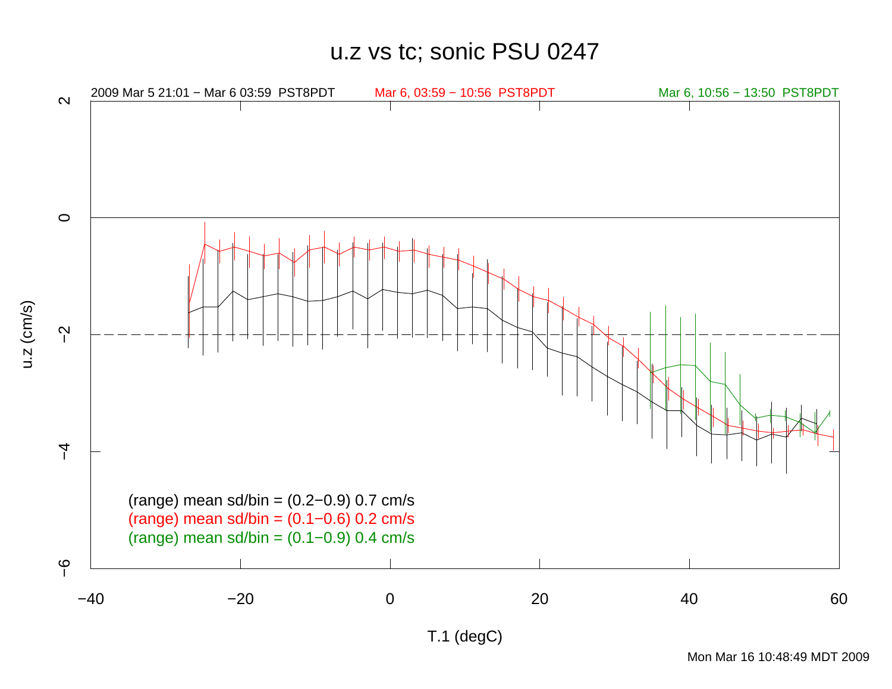# u.z vs tc; sonic PSU 0247

2009 Mar 5 21:01 − Mar 6 03:59 PST8PDT

Mar 6, 03:59 − 10:56 PST8PDT

Mar 6, 10:56 − 13:50 PST8PDT

u.z (cm/s)

2

0

−2

−4

−6

−40

−20

0

20

40

60

T.1 (degC)

(range) mean sd/bin = (0.2−0.9) 0.7 cm/s

(range) mean sd/bin = (0.1−0.6) 0.2 cm/s

(range) mean sd/bin = (0.1−0.9) 0.4 cm/s

Mon Mar 16 10:48:49 MDT 2009